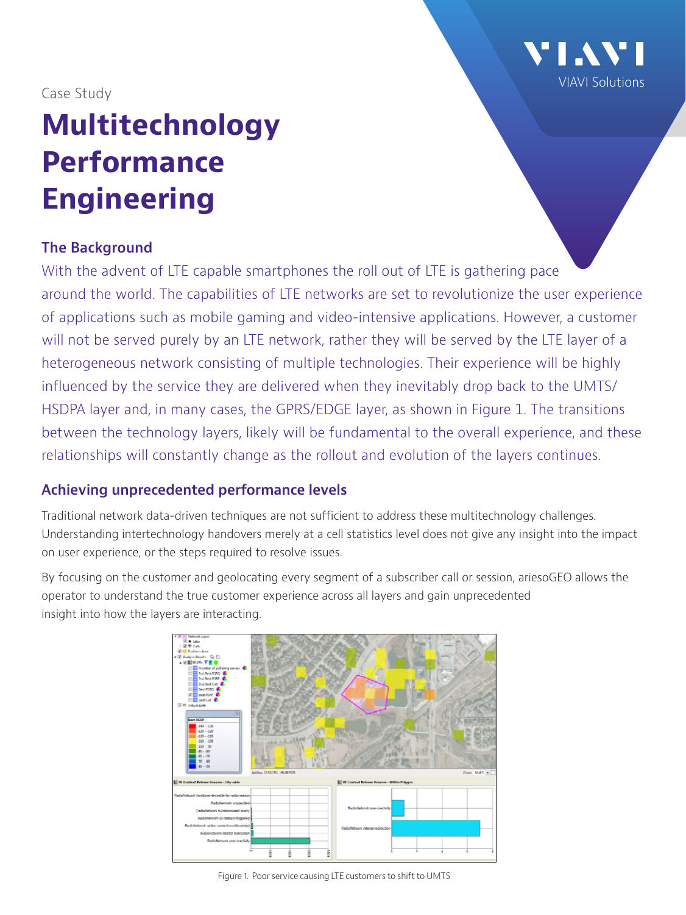Case Study

# Multitechnology Performance Engineering

## The Background

With the advent of LTE capable smartphones the roll out of LTE is gathering pace around the world. The capabilities of LTE networks are set to revolutionize the user experience of applications such as mobile gaming and video-intensive applications. However, a customer will not be served purely by an LTE network, rather they will be served by the LTE layer of a heterogeneous network consisting of multiple technologies. Their experience will be highly influenced by the service they are delivered when they inevitably drop back to the UMTS/HSDPA layer and, in many cases, the GPRS/EDGE layer, as shown in Figure 1. The transitions between the technology layers, likely will be fundamental to the overall experience, and these relationships will constantly change as the rollout and evolution of the layers continues.

## Achieving unprecedented performance levels

Traditional network data-driven techniques are not sufficient to address these multitechnology challenges. Understanding intertechnology handovers merely at a cell statistics level does not give any insight into the impact on user experience, or the steps required to resolve issues.

By focusing on the customer and geolocating every segment of a subscriber call or session, ariesoGEO allows the operator to understand the true customer experience across all layers and gain unprecedented insight into how the layers are interacting.

Figure 1. Poor service causing LTE customers to shift to UMTS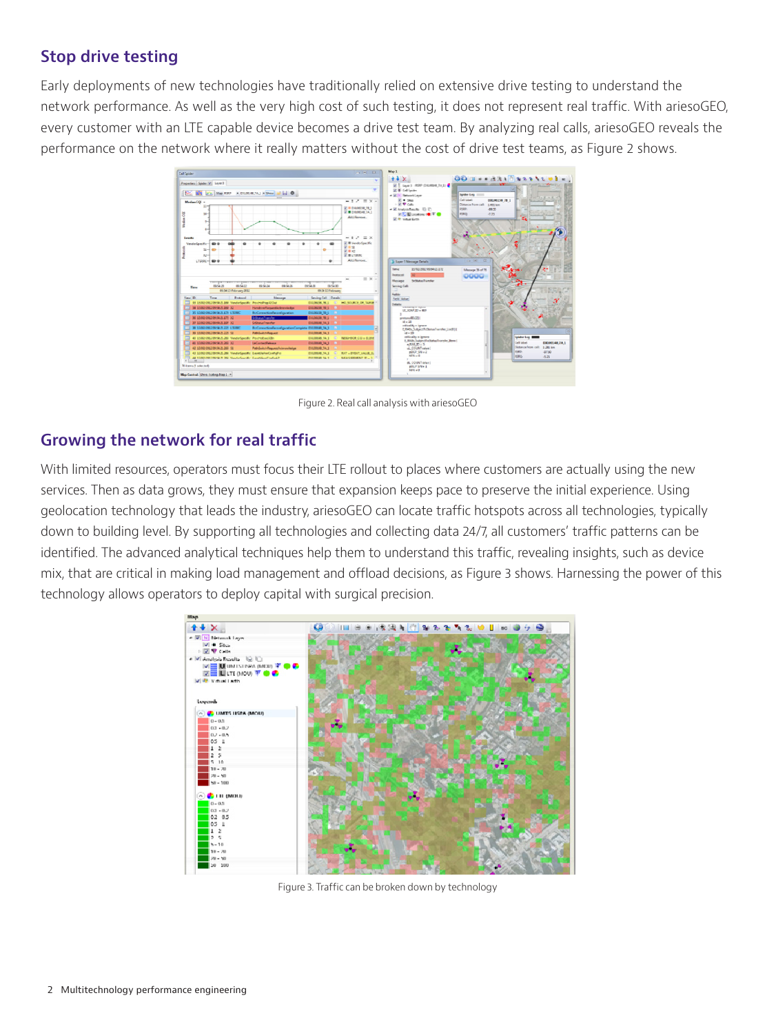## Stop drive testing

Early deployments of new technologies have traditionally relied on extensive drive testing to understand the network performance. As well as the very high cost of such testing, it does not represent real traffic. With ariesoGEO, every customer with an LTE capable device becomes a drive test team. By analyzing real calls, ariesoGEO reveals the performance on the network where it really matters without the cost of drive test teams, as Figure 2 shows.

Figure 2. Real call analysis with ariesoGEO

## Growing the network for real traffic

With limited resources, operators must focus their LTE rollout to places where customers are actually using the new services. Then as data grows, they must ensure that expansion keeps pace to preserve the initial experience. Using geolocation technology that leads the industry, ariesoGEO can locate traffic hotspots across all technologies, typically down to building level. By supporting all technologies and collecting data 24/7, all customers' traffic patterns can be identified. The advanced analytical techniques help them to understand this traffic, revealing insights, such as device mix, that are critical in making load management and offload decisions, as Figure 3 shows. Harnessing the power of this technology allows operators to deploy capital with surgical precision.

Figure 3. Traffic can be broken down by technology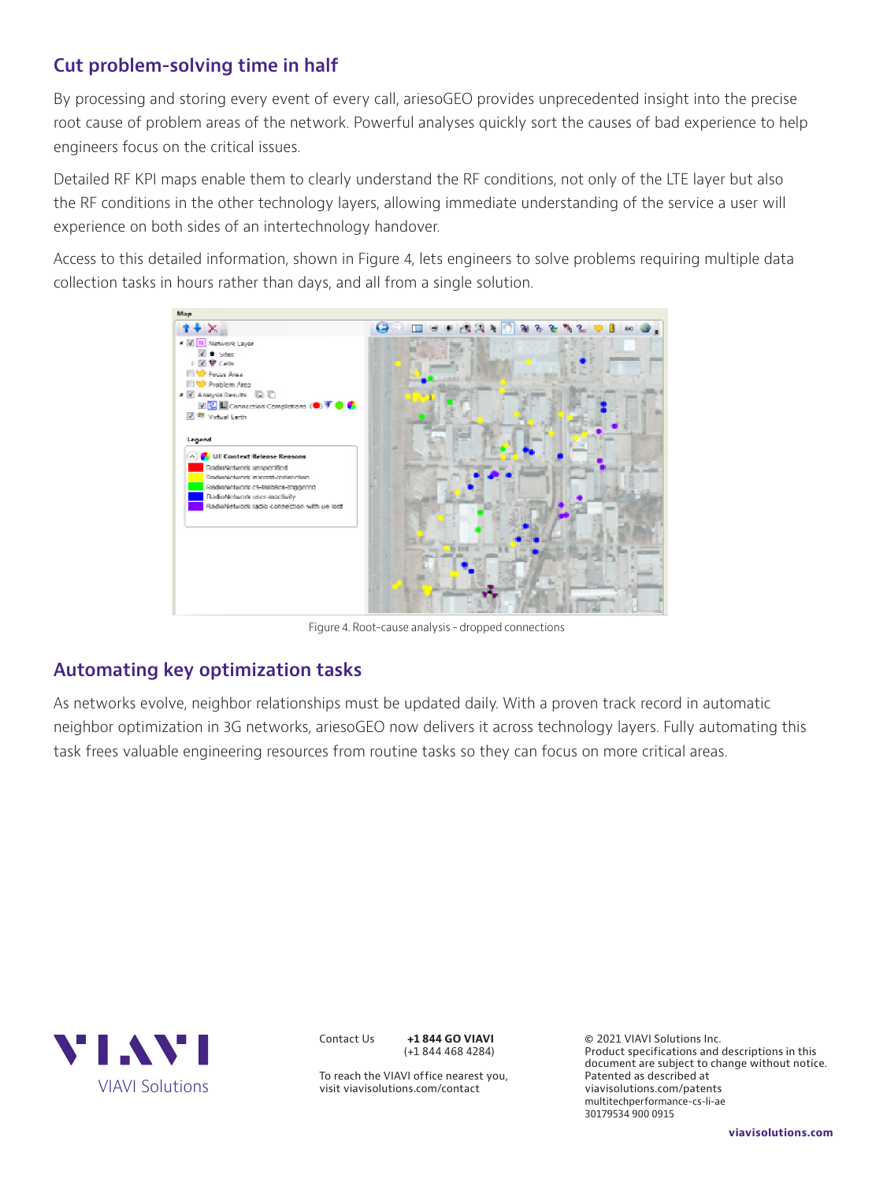## Cut problem-solving time in half

By processing and storing every event of every call, ariesoGEO provides unprecedented insight into the precise root cause of problem areas of the network. Powerful analyses quickly sort the causes of bad experience to help engineers focus on the critical issues.

Detailed RF KPI maps enable them to clearly understand the RF conditions, not only of the LTE layer but also the RF conditions in the other technology layers, allowing immediate understanding of the service a user will experience on both sides of an intertechnology handover.

Access to this detailed information, shown in Figure 4, lets engineers to solve problems requiring multiple data collection tasks in hours rather than days, and all from a single solution.

Figure 4. Root-cause analysis - dropped connections

## Automating key optimization tasks

As networks evolve, neighbor relationships must be updated daily. With a proven track record in automatic neighbor optimization in 3G networks, ariesoGEO now delivers it across technology layers. Fully automating this task frees valuable engineering resources from routine tasks so they can focus on more critical areas.

VIAVI Solutions

Contact Us **+1 844 GO VIAVI**
(+1 844 468 4284)

To reach the VIAVI office nearest you, visit viavisolutions.com/contact

© 2021 VIAVI Solutions Inc.
Product specifications and descriptions in this document are subject to change without notice.
Patented as described at viavisolutions.com/patents
multitechperformance-cs-li-ae
30179534 900 0915

**viavisolutions.com**